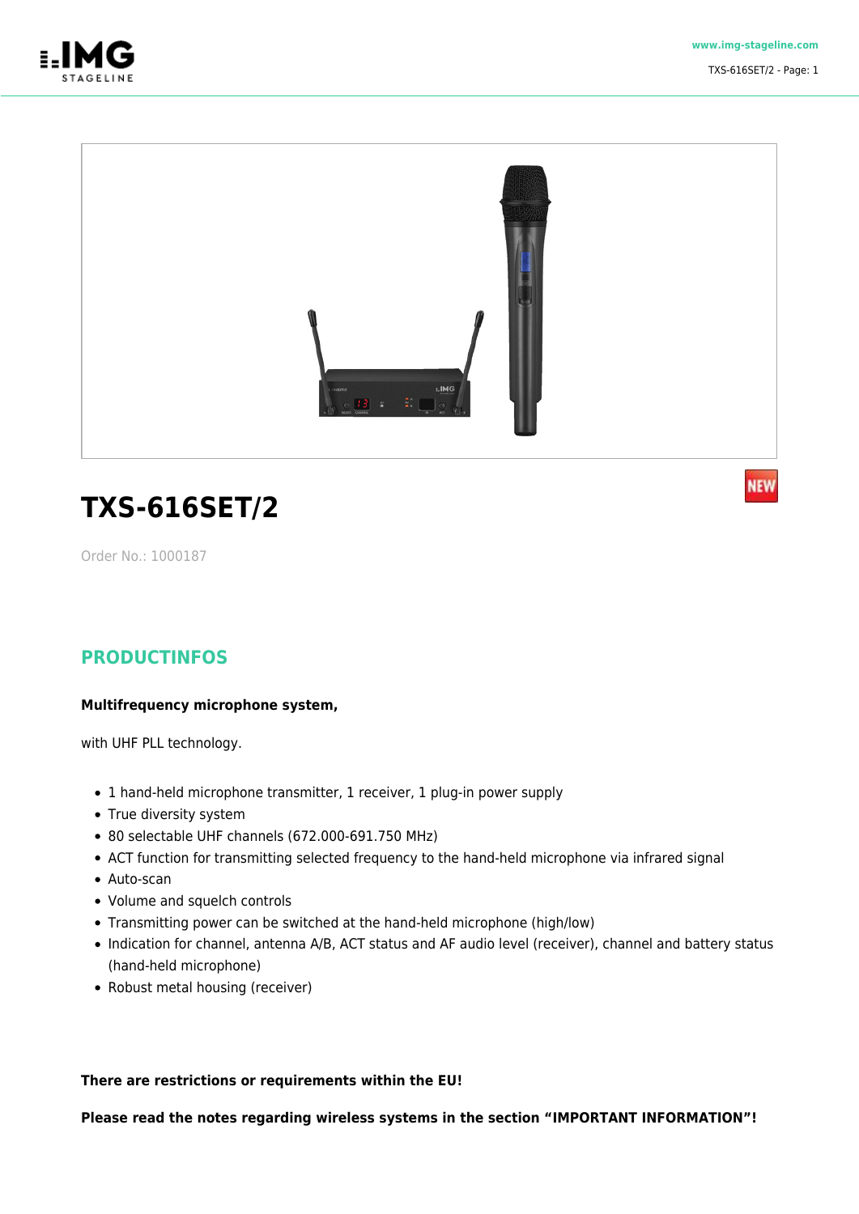# TXS-616SET/2

Order No.: 1000187

## PRODUCTINFOS

**Multifrequency microphone system,**

with UHF PLL technology.

- 1 hand-held microphone transmitter, 1 receiver, 1 plug-in power supply
- True diversity system
- 80 selectable UHF channels (672.000-691.750 MHz)
- ACT function for transmitting selected frequency to the hand-held microphone via infrared signal
- Auto-scan
- Volume and squelch controls
- Transmitting power can be switched at the hand-held microphone (high/low)
- Indication for channel, antenna A/B, ACT status and AF audio level (receiver), channel and battery status (hand-held microphone)
- Robust metal housing (receiver)

**There are restrictions or requirements within the EU!**

**Please read the notes regarding wireless systems in the section “IMPORTANT INFORMATION”!**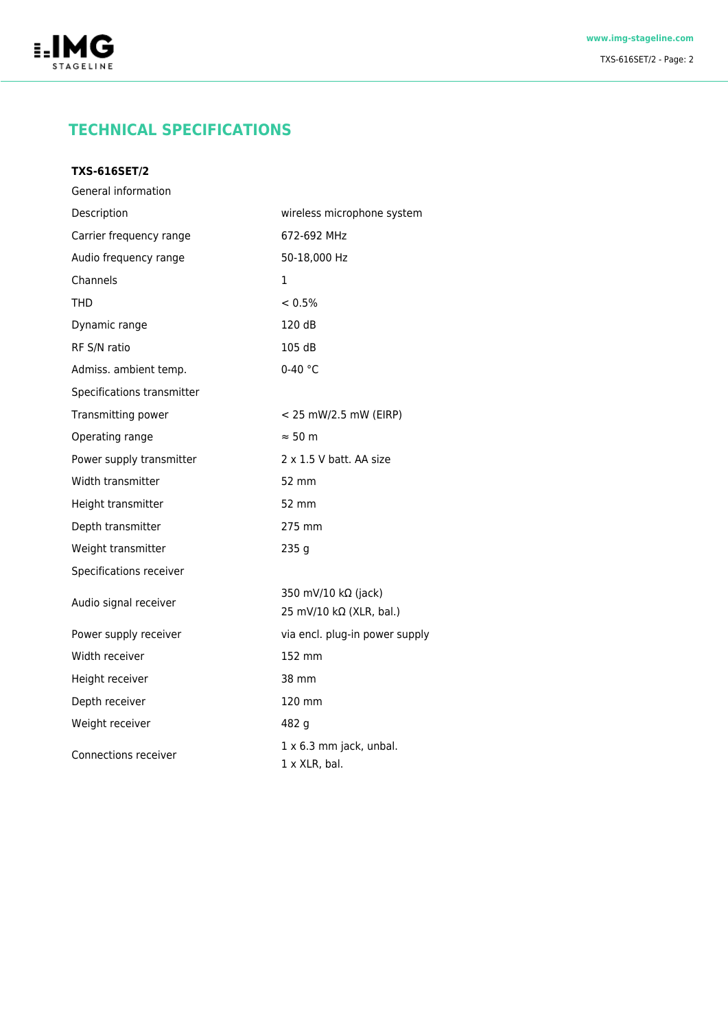# TECHNICAL SPECIFICATIONS

**TXS-616SET/2**

| | |
|---|---|
| General information | |
| Description | wireless microphone system |
| Carrier frequency range | 672-692 MHz |
| Audio frequency range | 50-18,000 Hz |
| Channels | 1 |
| THD | < 0.5% |
| Dynamic range | 120 dB |
| RF S/N ratio | 105 dB |
| Admiss. ambient temp. | 0-40 °C |
| Specifications transmitter | |
| Transmitting power | < 25 mW/2.5 mW (EIRP) |
| Operating range | ≈ 50 m |
| Power supply transmitter | 2 x 1.5 V batt. AA size |
| Width transmitter | 52 mm |
| Height transmitter | 52 mm |
| Depth transmitter | 275 mm |
| Weight transmitter | 235 g |
| Specifications receiver | |
| Audio signal receiver | 350 mV/10 kΩ (jack)<br>25 mV/10 kΩ (XLR, bal.) |
| Power supply receiver | via encl. plug-in power supply |
| Width receiver | 152 mm |
| Height receiver | 38 mm |
| Depth receiver | 120 mm |
| Weight receiver | 482 g |
| Connections receiver | 1 x 6.3 mm jack, unbal.<br>1 x XLR, bal. |